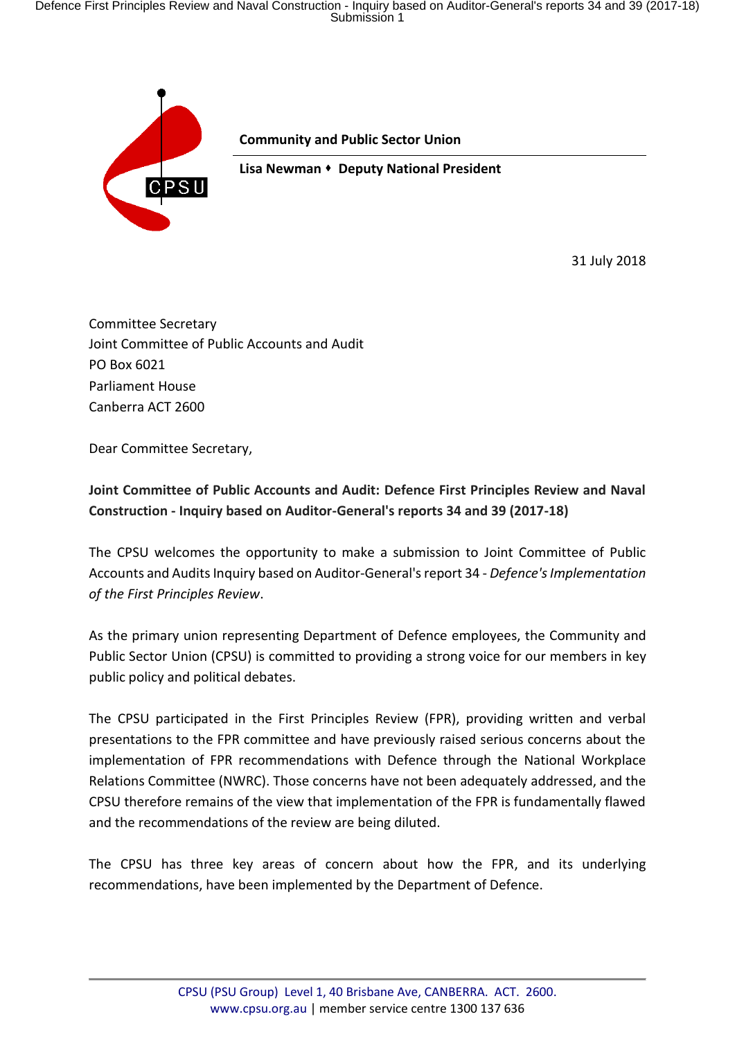**Community and Public Sector Union**

**Lisa Newman ⬩ Deputy National President**

31 July 2018

Committee Secretary
Joint Committee of Public Accounts and Audit
PO Box 6021
Parliament House
Canberra ACT 2600

Dear Committee Secretary,

**Joint Committee of Public Accounts and Audit: Defence First Principles Review and Naval Construction - Inquiry based on Auditor-General's reports 34 and 39 (2017-18)**

The CPSU welcomes the opportunity to make a submission to Joint Committee of Public Accounts and Audits Inquiry based on Auditor-General's report 34 - *Defence's Implementation of the First Principles Review*.

As the primary union representing Department of Defence employees, the Community and Public Sector Union (CPSU) is committed to providing a strong voice for our members in key public policy and political debates.

The CPSU participated in the First Principles Review (FPR), providing written and verbal presentations to the FPR committee and have previously raised serious concerns about the implementation of FPR recommendations with Defence through the National Workplace Relations Committee (NWRC). Those concerns have not been adequately addressed, and the CPSU therefore remains of the view that implementation of the FPR is fundamentally flawed and the recommendations of the review are being diluted.

The CPSU has three key areas of concern about how the FPR, and its underlying recommendations, have been implemented by the Department of Defence.

CPSU (PSU Group) Level 1, 40 Brisbane Ave, CANBERRA. ACT. 2600.
www.cpsu.org.au | member service centre 1300 137 636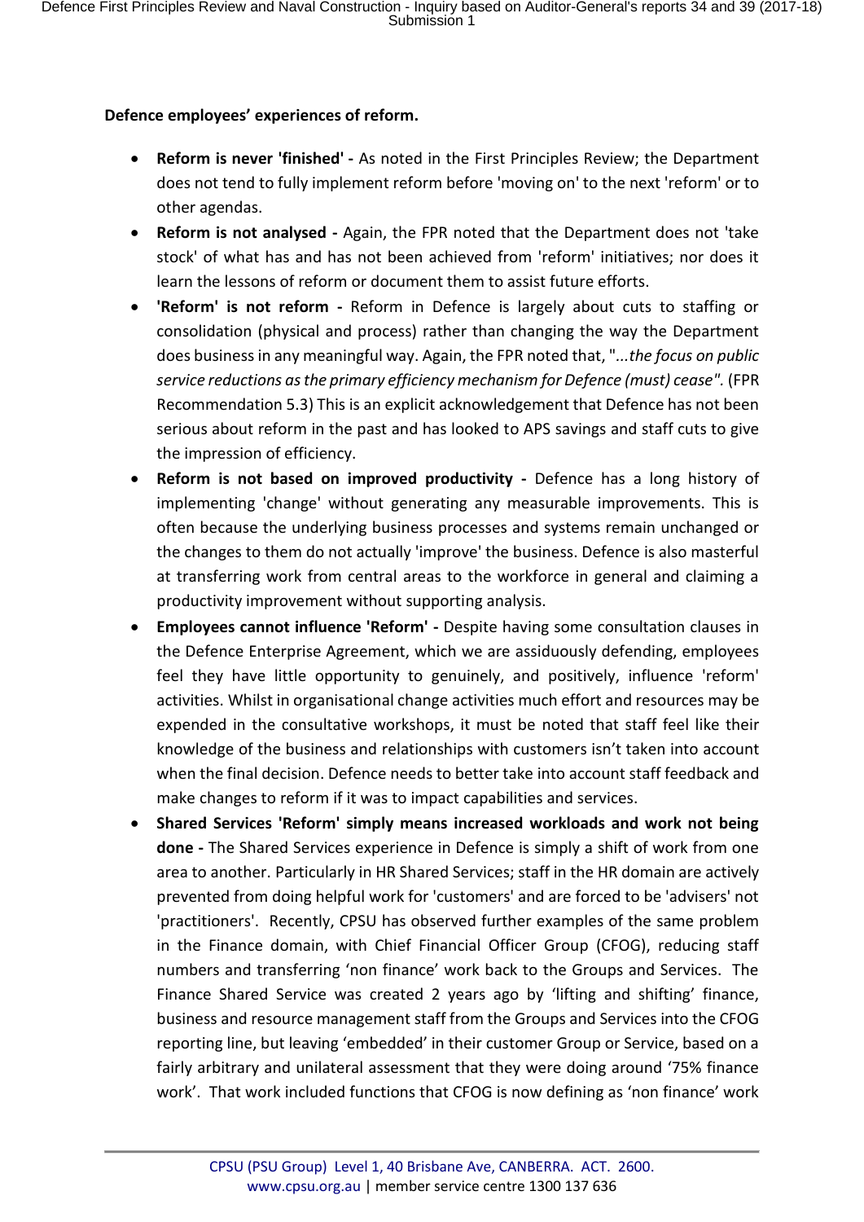**Defence employees' experiences of reform.**

- **Reform is never 'finished' -** As noted in the First Principles Review; the Department does not tend to fully implement reform before 'moving on' to the next 'reform' or to other agendas.
- **Reform is not analysed -** Again, the FPR noted that the Department does not 'take stock' of what has and has not been achieved from 'reform' initiatives; nor does it learn the lessons of reform or document them to assist future efforts.
- **'Reform' is not reform -** Reform in Defence is largely about cuts to staffing or consolidation (physical and process) rather than changing the way the Department does business in any meaningful way. Again, the FPR noted that, "*...the focus on public service reductions as the primary efficiency mechanism for Defence (must) cease".* (FPR Recommendation 5.3) This is an explicit acknowledgement that Defence has not been serious about reform in the past and has looked to APS savings and staff cuts to give the impression of efficiency.
- **Reform is not based on improved productivity -** Defence has a long history of implementing 'change' without generating any measurable improvements. This is often because the underlying business processes and systems remain unchanged or the changes to them do not actually 'improve' the business. Defence is also masterful at transferring work from central areas to the workforce in general and claiming a productivity improvement without supporting analysis.
- **Employees cannot influence 'Reform' -** Despite having some consultation clauses in the Defence Enterprise Agreement, which we are assiduously defending, employees feel they have little opportunity to genuinely, and positively, influence 'reform' activities. Whilst in organisational change activities much effort and resources may be expended in the consultative workshops, it must be noted that staff feel like their knowledge of the business and relationships with customers isn't taken into account when the final decision. Defence needs to better take into account staff feedback and make changes to reform if it was to impact capabilities and services.
- **Shared Services 'Reform' simply means increased workloads and work not being done -** The Shared Services experience in Defence is simply a shift of work from one area to another. Particularly in HR Shared Services; staff in the HR domain are actively prevented from doing helpful work for 'customers' and are forced to be 'advisers' not 'practitioners'. Recently, CPSU has observed further examples of the same problem in the Finance domain, with Chief Financial Officer Group (CFOG), reducing staff numbers and transferring 'non finance' work back to the Groups and Services. The Finance Shared Service was created 2 years ago by 'lifting and shifting' finance, business and resource management staff from the Groups and Services into the CFOG reporting line, but leaving 'embedded' in their customer Group or Service, based on a fairly arbitrary and unilateral assessment that they were doing around '75% finance work'. That work included functions that CFOG is now defining as 'non finance' work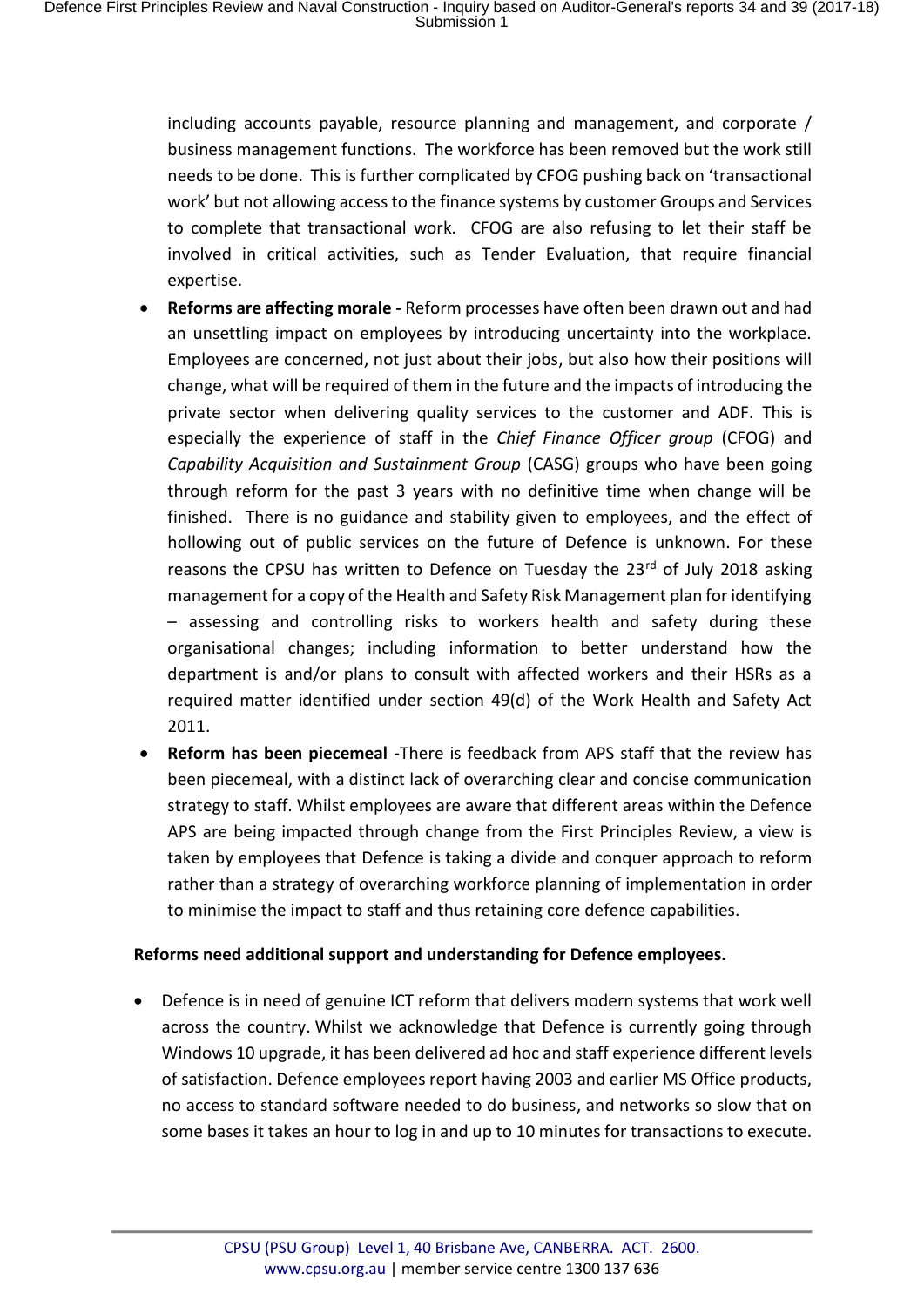including accounts payable, resource planning and management, and corporate / business management functions. The workforce has been removed but the work still needs to be done. This is further complicated by CFOG pushing back on 'transactional work' but not allowing access to the finance systems by customer Groups and Services to complete that transactional work. CFOG are also refusing to let their staff be involved in critical activities, such as Tender Evaluation, that require financial expertise.

- **Reforms are affecting morale -** Reform processes have often been drawn out and had an unsettling impact on employees by introducing uncertainty into the workplace. Employees are concerned, not just about their jobs, but also how their positions will change, what will be required of them in the future and the impacts of introducing the private sector when delivering quality services to the customer and ADF. This is especially the experience of staff in the *Chief Finance Officer group* (CFOG) and *Capability Acquisition and Sustainment Group* (CASG) groups who have been going through reform for the past 3 years with no definitive time when change will be finished. There is no guidance and stability given to employees, and the effect of hollowing out of public services on the future of Defence is unknown. For these reasons the CPSU has written to Defence on Tuesday the 23rd of July 2018 asking management for a copy of the Health and Safety Risk Management plan for identifying – assessing and controlling risks to workers health and safety during these organisational changes; including information to better understand how the department is and/or plans to consult with affected workers and their HSRs as a required matter identified under section 49(d) of the Work Health and Safety Act 2011.
- **Reform has been piecemeal -**There is feedback from APS staff that the review has been piecemeal, with a distinct lack of overarching clear and concise communication strategy to staff. Whilst employees are aware that different areas within the Defence APS are being impacted through change from the First Principles Review, a view is taken by employees that Defence is taking a divide and conquer approach to reform rather than a strategy of overarching workforce planning of implementation in order to minimise the impact to staff and thus retaining core defence capabilities.

**Reforms need additional support and understanding for Defence employees.**

- Defence is in need of genuine ICT reform that delivers modern systems that work well across the country. Whilst we acknowledge that Defence is currently going through Windows 10 upgrade, it has been delivered ad hoc and staff experience different levels of satisfaction. Defence employees report having 2003 and earlier MS Office products, no access to standard software needed to do business, and networks so slow that on some bases it takes an hour to log in and up to 10 minutes for transactions to execute.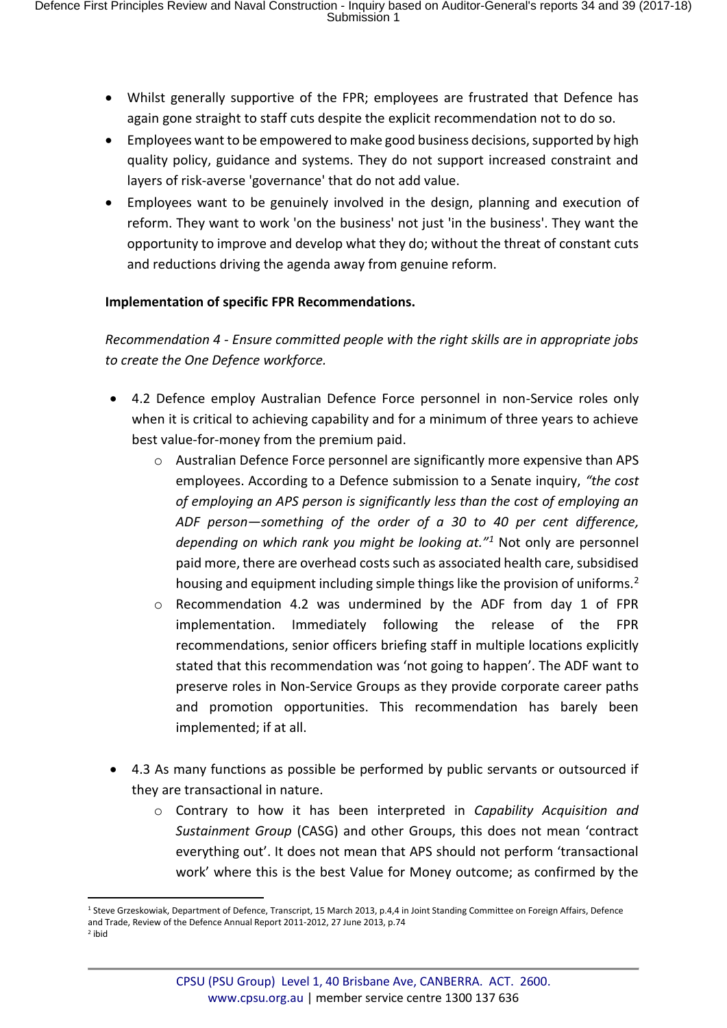- Whilst generally supportive of the FPR; employees are frustrated that Defence has again gone straight to staff cuts despite the explicit recommendation not to do so.
- Employees want to be empowered to make good business decisions, supported by high quality policy, guidance and systems. They do not support increased constraint and layers of risk-averse 'governance' that do not add value.
- Employees want to be genuinely involved in the design, planning and execution of reform. They want to work 'on the business' not just 'in the business'. They want the opportunity to improve and develop what they do; without the threat of constant cuts and reductions driving the agenda away from genuine reform.

**Implementation of specific FPR Recommendations.**

*Recommendation 4 - Ensure committed people with the right skills are in appropriate jobs to create the One Defence workforce.*

- 4.2 Defence employ Australian Defence Force personnel in non-Service roles only when it is critical to achieving capability and for a minimum of three years to achieve best value-for-money from the premium paid.
  - Australian Defence Force personnel are significantly more expensive than APS employees. According to a Defence submission to a Senate inquiry, *"the cost of employing an APS person is significantly less than the cost of employing an ADF person—something of the order of a 30 to 40 per cent difference, depending on which rank you might be looking at."*[1] Not only are personnel paid more, there are overhead costs such as associated health care, subsidised housing and equipment including simple things like the provision of uniforms.[2]
  - Recommendation 4.2 was undermined by the ADF from day 1 of FPR implementation. Immediately following the release of the FPR recommendations, senior officers briefing staff in multiple locations explicitly stated that this recommendation was 'not going to happen'. The ADF want to preserve roles in Non-Service Groups as they provide corporate career paths and promotion opportunities. This recommendation has barely been implemented; if at all.

- 4.3 As many functions as possible be performed by public servants or outsourced if they are transactional in nature.
  - Contrary to how it has been interpreted in *Capability Acquisition and Sustainment Group* (CASG) and other Groups, this does not mean 'contract everything out'. It does not mean that APS should not perform 'transactional work' where this is the best Value for Money outcome; as confirmed by the

[1] Steve Grzeskowiak, Department of Defence, Transcript, 15 March 2013, p.4,4 in Joint Standing Committee on Foreign Affairs, Defence and Trade, Review of the Defence Annual Report 2011-2012, 27 June 2013, p.74

[2] ibid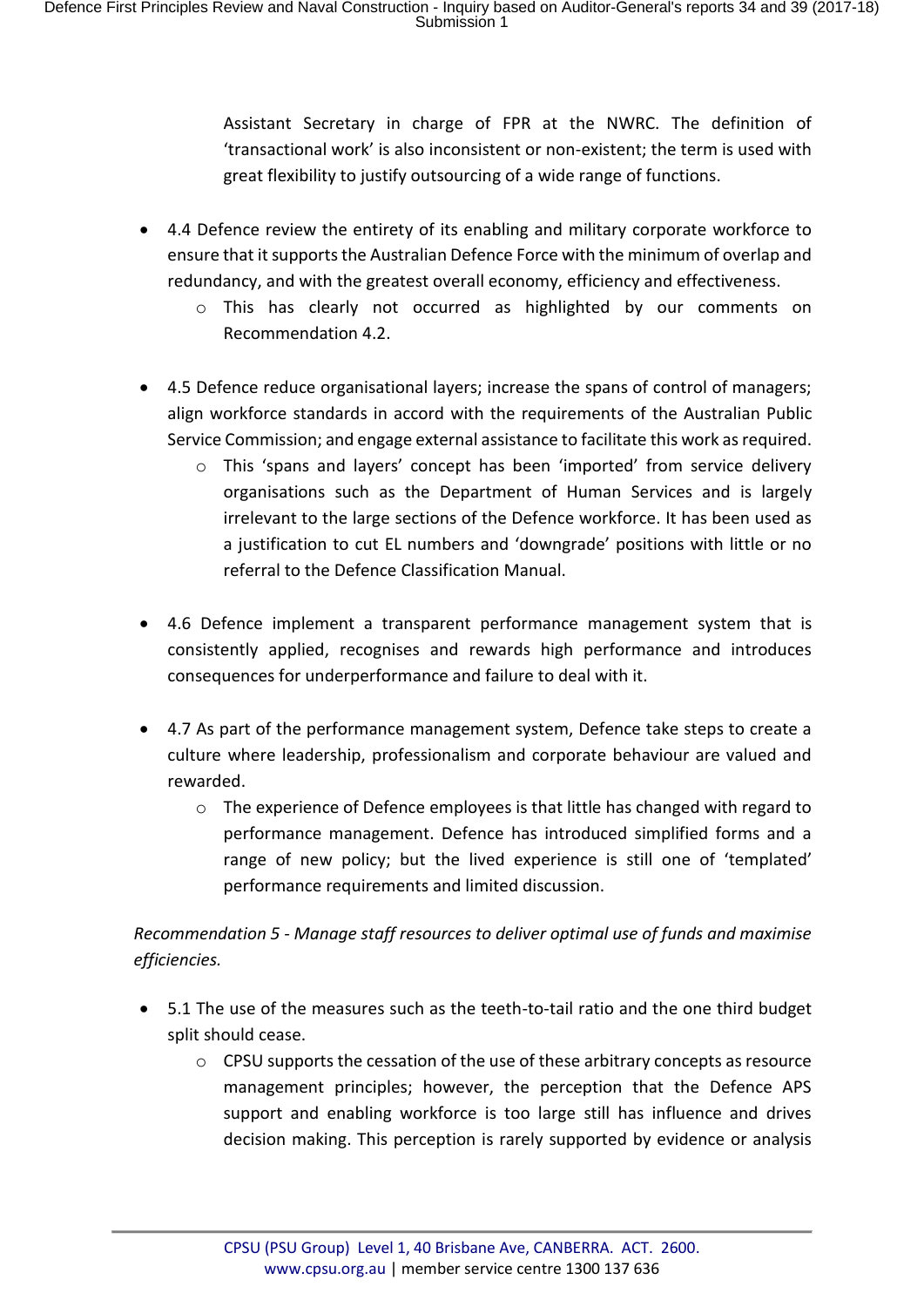Assistant Secretary in charge of FPR at the NWRC. The definition of 'transactional work' is also inconsistent or non-existent; the term is used with great flexibility to justify outsourcing of a wide range of functions.

- 4.4 Defence review the entirety of its enabling and military corporate workforce to ensure that it supports the Australian Defence Force with the minimum of overlap and redundancy, and with the greatest overall economy, efficiency and effectiveness.
  - This has clearly not occurred as highlighted by our comments on Recommendation 4.2.

- 4.5 Defence reduce organisational layers; increase the spans of control of managers; align workforce standards in accord with the requirements of the Australian Public Service Commission; and engage external assistance to facilitate this work as required.
  - This 'spans and layers' concept has been 'imported' from service delivery organisations such as the Department of Human Services and is largely irrelevant to the large sections of the Defence workforce. It has been used as a justification to cut EL numbers and 'downgrade' positions with little or no referral to the Defence Classification Manual.

- 4.6 Defence implement a transparent performance management system that is consistently applied, recognises and rewards high performance and introduces consequences for underperformance and failure to deal with it.

- 4.7 As part of the performance management system, Defence take steps to create a culture where leadership, professionalism and corporate behaviour are valued and rewarded.
  - The experience of Defence employees is that little has changed with regard to performance management. Defence has introduced simplified forms and a range of new policy; but the lived experience is still one of 'templated' performance requirements and limited discussion.

*Recommendation 5 - Manage staff resources to deliver optimal use of funds and maximise efficiencies.*

- 5.1 The use of the measures such as the teeth-to-tail ratio and the one third budget split should cease.
  - CPSU supports the cessation of the use of these arbitrary concepts as resource management principles; however, the perception that the Defence APS support and enabling workforce is too large still has influence and drives decision making. This perception is rarely supported by evidence or analysis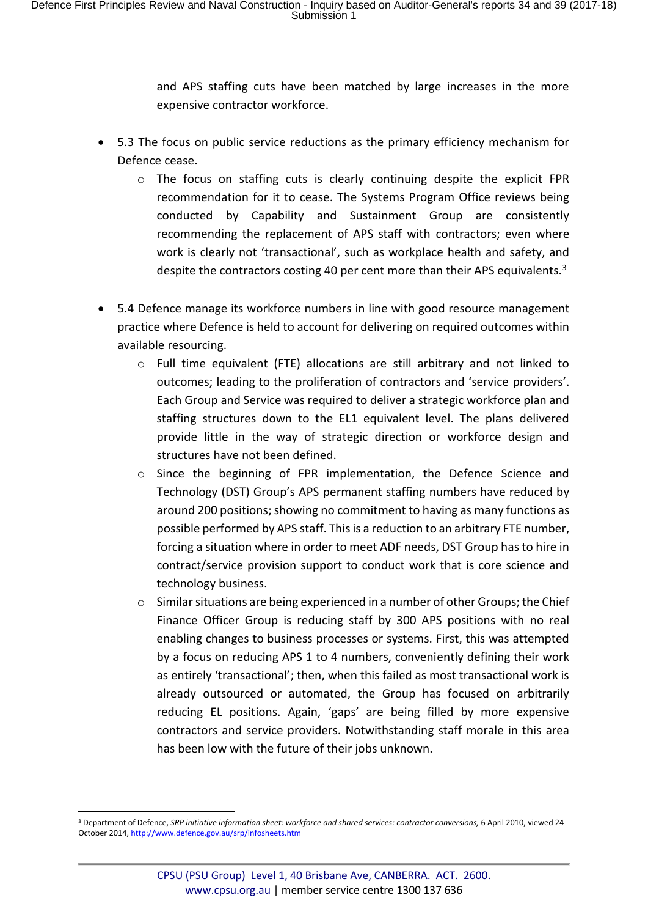and APS staffing cuts have been matched by large increases in the more expensive contractor workforce.

- 5.3 The focus on public service reductions as the primary efficiency mechanism for Defence cease.
    - The focus on staffing cuts is clearly continuing despite the explicit FPR recommendation for it to cease. The Systems Program Office reviews being conducted by Capability and Sustainment Group are consistently recommending the replacement of APS staff with contractors; even where work is clearly not 'transactional', such as workplace health and safety, and despite the contractors costing 40 per cent more than their APS equivalents.[3]

- 5.4 Defence manage its workforce numbers in line with good resource management practice where Defence is held to account for delivering on required outcomes within available resourcing.
    - Full time equivalent (FTE) allocations are still arbitrary and not linked to outcomes; leading to the proliferation of contractors and 'service providers'. Each Group and Service was required to deliver a strategic workforce plan and staffing structures down to the EL1 equivalent level. The plans delivered provide little in the way of strategic direction or workforce design and structures have not been defined.
    - Since the beginning of FPR implementation, the Defence Science and Technology (DST) Group's APS permanent staffing numbers have reduced by around 200 positions; showing no commitment to having as many functions as possible performed by APS staff. This is a reduction to an arbitrary FTE number, forcing a situation where in order to meet ADF needs, DST Group has to hire in contract/service provision support to conduct work that is core science and technology business.
    - Similar situations are being experienced in a number of other Groups; the Chief Finance Officer Group is reducing staff by 300 APS positions with no real enabling changes to business processes or systems. First, this was attempted by a focus on reducing APS 1 to 4 numbers, conveniently defining their work as entirely 'transactional'; then, when this failed as most transactional work is already outsourced or automated, the Group has focused on arbitrarily reducing EL positions. Again, 'gaps' are being filled by more expensive contractors and service providers. Notwithstanding staff morale in this area has been low with the future of their jobs unknown.

[3] Department of Defence, *SRP initiative information sheet: workforce and shared services: contractor conversions,* 6 April 2010, viewed 24 October 2014, http://www.defence.gov.au/srp/infosheets.htm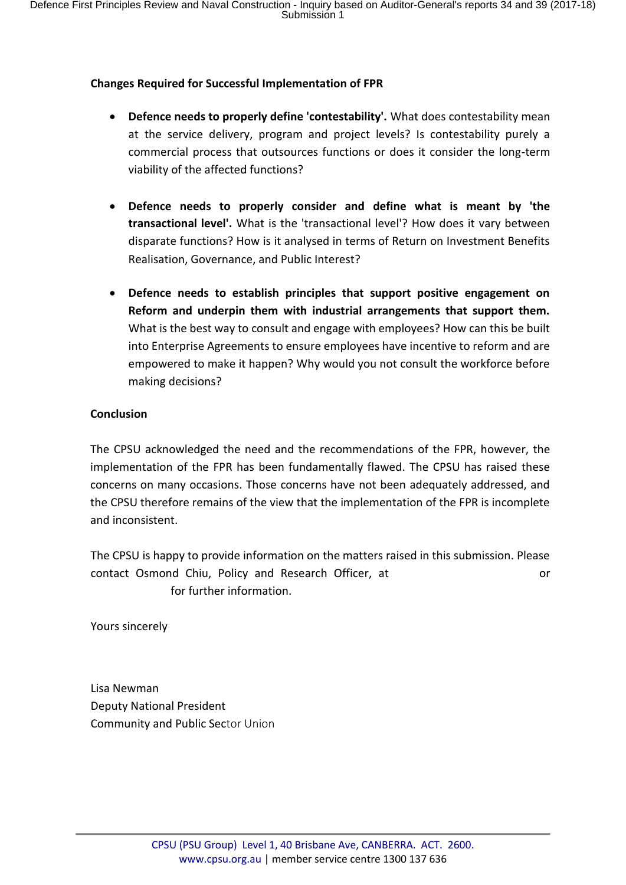**Changes Required for Successful Implementation of FPR**

- **Defence needs to properly define 'contestability'.** What does contestability mean at the service delivery, program and project levels? Is contestability purely a commercial process that outsources functions or does it consider the long-term viability of the affected functions?

- **Defence needs to properly consider and define what is meant by 'the transactional level'.** What is the 'transactional level'? How does it vary between disparate functions? How is it analysed in terms of Return on Investment Benefits Realisation, Governance, and Public Interest?

- **Defence needs to establish principles that support positive engagement on Reform and underpin them with industrial arrangements that support them.** What is the best way to consult and engage with employees? How can this be built into Enterprise Agreements to ensure employees have incentive to reform and are empowered to make it happen? Why would you not consult the workforce before making decisions?

**Conclusion**

The CPSU acknowledged the need and the recommendations of the FPR, however, the implementation of the FPR has been fundamentally flawed. The CPSU has raised these concerns on many occasions. Those concerns have not been adequately addressed, and the CPSU therefore remains of the view that the implementation of the FPR is incomplete and inconsistent.

The CPSU is happy to provide information on the matters raised in this submission. Please contact Osmond Chiu, Policy and Research Officer, at or for further information.

Yours sincerely

Lisa Newman
Deputy National President
Community and Public Sector Union

CPSU (PSU Group) Level 1, 40 Brisbane Ave, CANBERRA. ACT. 2600.
www.cpsu.org.au | member service centre 1300 137 636